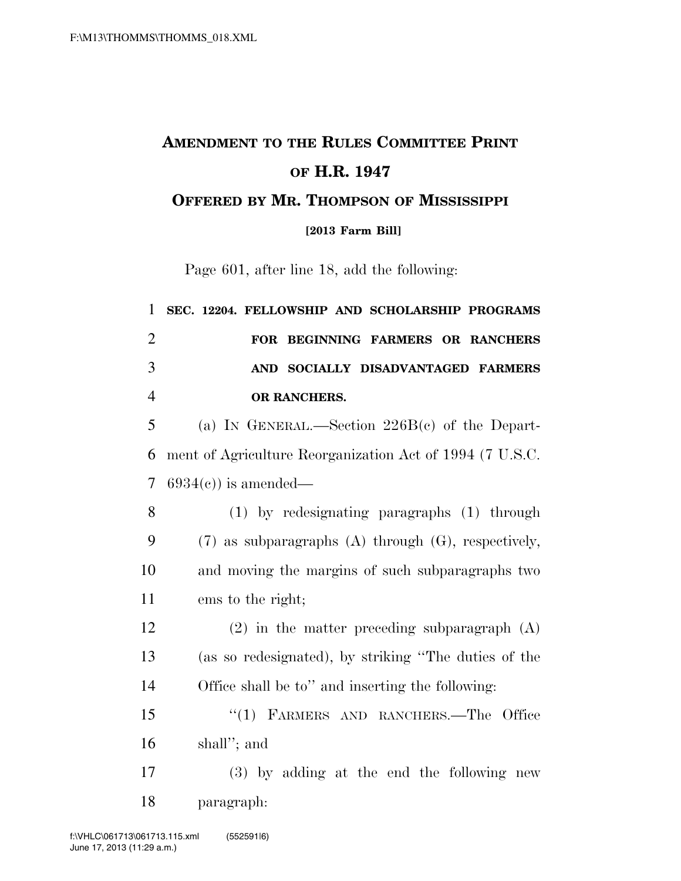# AMENDMENT TO THE RULES COMMITTEE PRINT OF H.R. 1947

## OFFERED BY MR. THOMPSON OF MISSISSIPPI

**[2013 Farm Bill]**

Page 601, after line 18, add the following:

**SEC. 12204. FELLOWSHIP AND SCHOLARSHIP PROGRAMS FOR BEGINNING FARMERS OR RANCHERS AND SOCIALLY DISADVANTAGED FARMERS OR RANCHERS.**

(a) IN GENERAL.—Section 226B(c) of the Department of Agriculture Reorganization Act of 1994 (7 U.S.C. 6934(c)) is amended—

(1) by redesignating paragraphs (1) through (7) as subparagraphs (A) through (G), respectively, and moving the margins of such subparagraphs two ems to the right;

(2) in the matter preceding subparagraph (A) (as so redesignated), by striking "The duties of the Office shall be to" and inserting the following:

"(1) FARMERS AND RANCHERS.—The Office shall"; and

(3) by adding at the end the following new paragraph: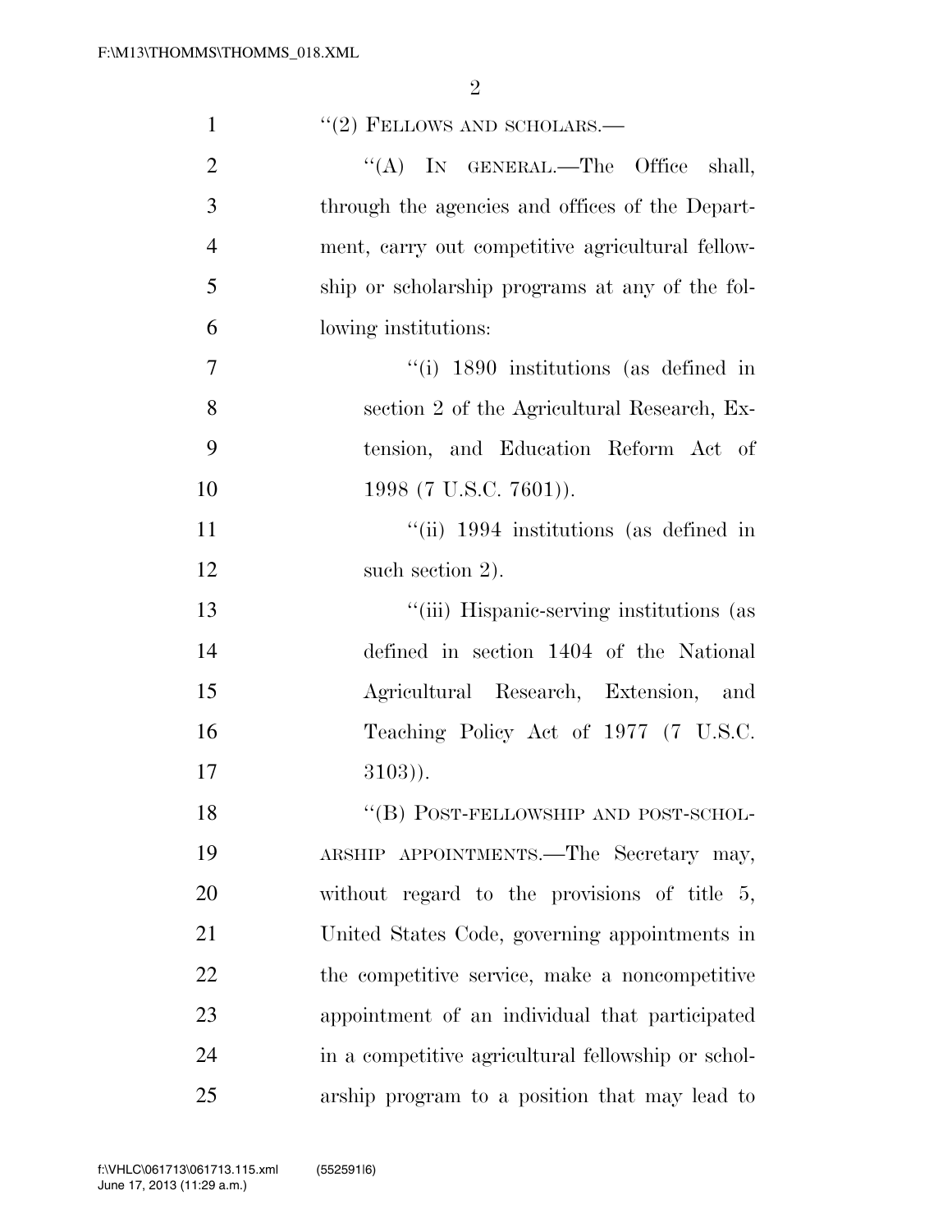''(2) FELLOWS AND SCHOLARS.—

''(A) IN GENERAL.—The Office shall, through the agencies and offices of the Department, carry out competitive agricultural fellowship or scholarship programs at any of the following institutions:

''(i) 1890 institutions (as defined in section 2 of the Agricultural Research, Extension, and Education Reform Act of 1998 (7 U.S.C. 7601)).

''(ii) 1994 institutions (as defined in such section 2).

''(iii) Hispanic-serving institutions (as defined in section 1404 of the National Agricultural Research, Extension, and Teaching Policy Act of 1977 (7 U.S.C. 3103)).

''(B) POST-FELLOWSHIP AND POST-SCHOLARSHIP APPOINTMENTS.—The Secretary may, without regard to the provisions of title 5, United States Code, governing appointments in the competitive service, make a noncompetitive appointment of an individual that participated in a competitive agricultural fellowship or scholarship program to a position that may lead to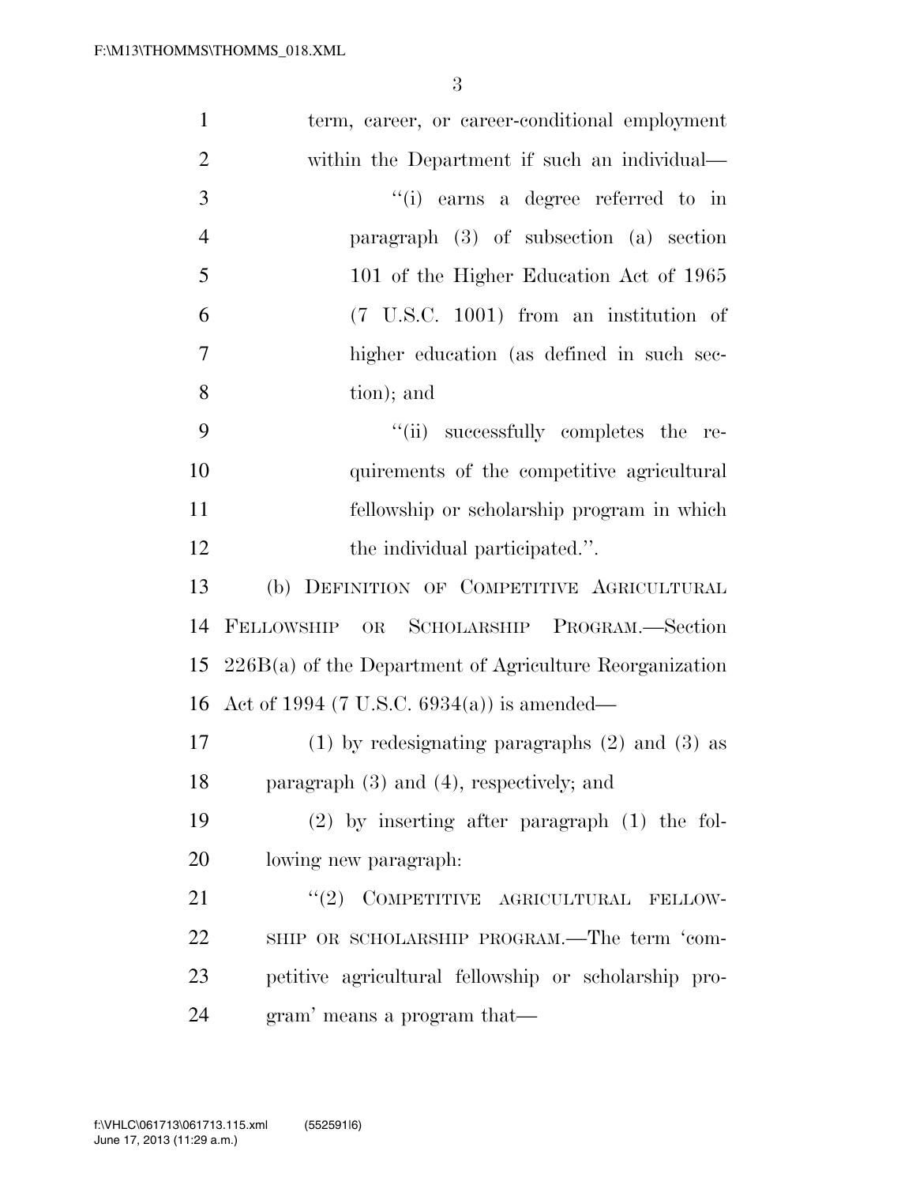term, career, or career-conditional employment within the Department if such an individual—

"(i) earns a degree referred to in paragraph (3) of subsection (a) section 101 of the Higher Education Act of 1965 (7 U.S.C. 1001) from an institution of higher education (as defined in such section); and

"(ii) successfully completes the requirements of the competitive agricultural fellowship or scholarship program in which the individual participated.".

(b) DEFINITION OF COMPETITIVE AGRICULTURAL FELLOWSHIP OR SCHOLARSHIP PROGRAM.—Section 226B(a) of the Department of Agriculture Reorganization Act of 1994 (7 U.S.C. 6934(a)) is amended—

(1) by redesignating paragraphs (2) and (3) as paragraph (3) and (4), respectively; and

(2) by inserting after paragraph (1) the following new paragraph:

"(2) COMPETITIVE AGRICULTURAL FELLOWSHIP OR SCHOLARSHIP PROGRAM.—The term 'competitive agricultural fellowship or scholarship program' means a program that—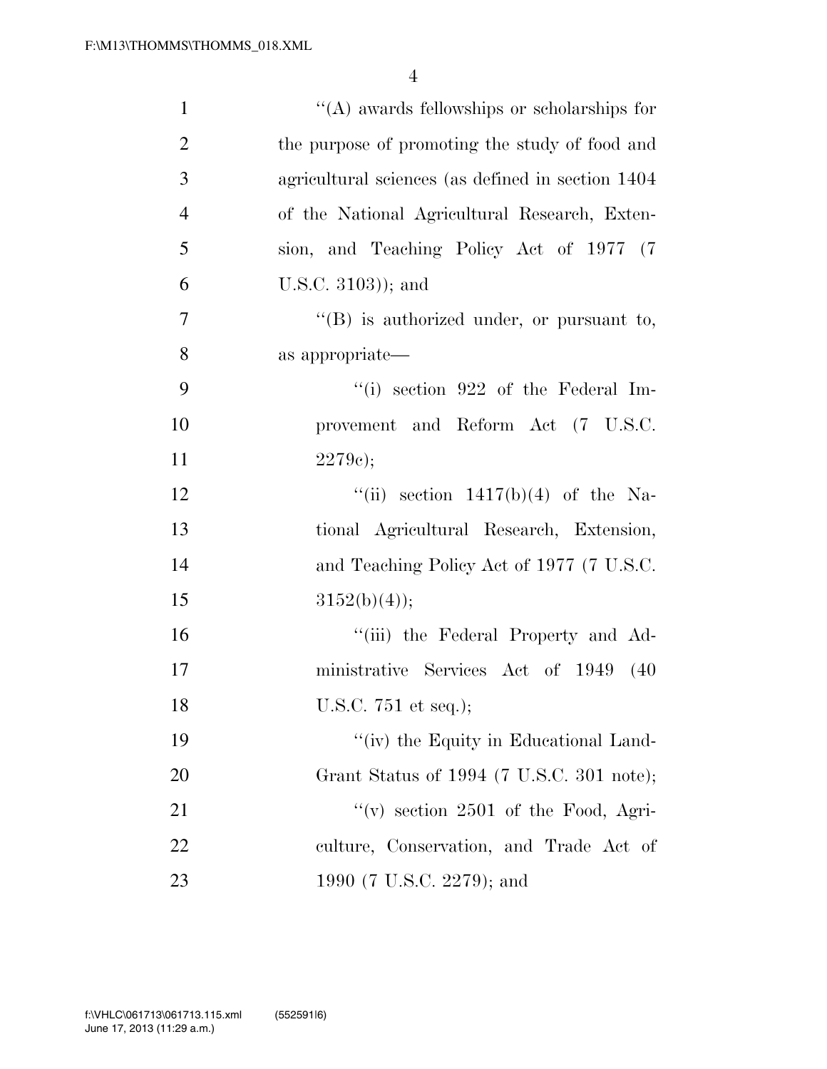''(A) awards fellowships or scholarships for the purpose of promoting the study of food and agricultural sciences (as defined in section 1404 of the National Agricultural Research, Extension, and Teaching Policy Act of 1977 (7 U.S.C. 3103)); and

''(B) is authorized under, or pursuant to, as appropriate—

''(i) section 922 of the Federal Improvement and Reform Act (7 U.S.C. 2279c);

''(ii) section 1417(b)(4) of the National Agricultural Research, Extension, and Teaching Policy Act of 1977 (7 U.S.C. 3152(b)(4));

''(iii) the Federal Property and Administrative Services Act of 1949 (40 U.S.C. 751 et seq.);

''(iv) the Equity in Educational Land-Grant Status of 1994 (7 U.S.C. 301 note);

''(v) section 2501 of the Food, Agriculture, Conservation, and Trade Act of 1990 (7 U.S.C. 2279); and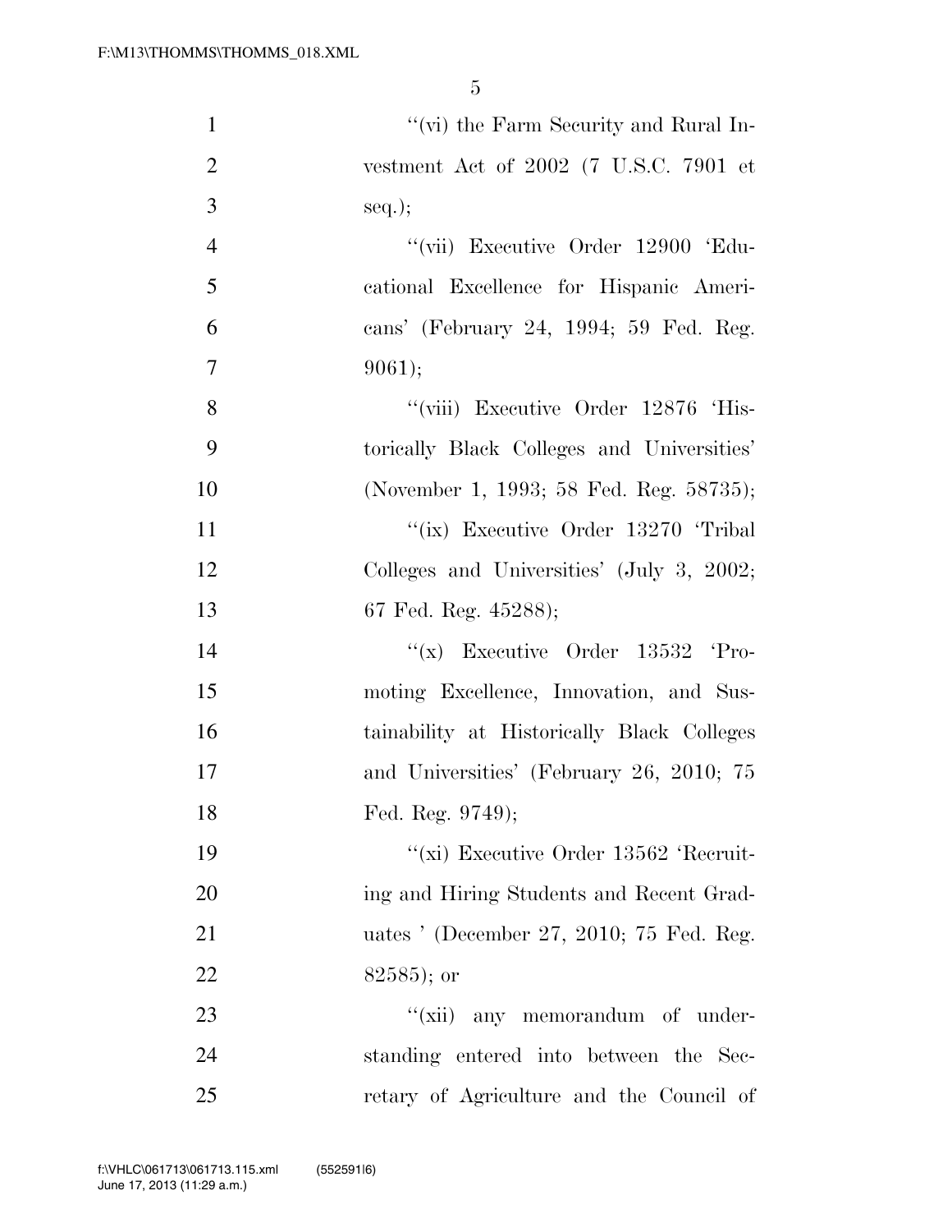''(vi) the Farm Security and Rural Investment Act of 2002 (7 U.S.C. 7901 et seq.);

''(vii) Executive Order 12900 'Educational Excellence for Hispanic Americans' (February 24, 1994; 59 Fed. Reg. 9061);

''(viii) Executive Order 12876 'Historically Black Colleges and Universities' (November 1, 1993; 58 Fed. Reg. 58735);

''(ix) Executive Order 13270 'Tribal Colleges and Universities' (July 3, 2002; 67 Fed. Reg. 45288);

''(x) Executive Order 13532 'Promoting Excellence, Innovation, and Sustainability at Historically Black Colleges and Universities' (February 26, 2010; 75 Fed. Reg. 9749);

''(xi) Executive Order 13562 'Recruiting and Hiring Students and Recent Graduates ' (December 27, 2010; 75 Fed. Reg. 82585); or

''(xii) any memorandum of understanding entered into between the Secretary of Agriculture and the Council of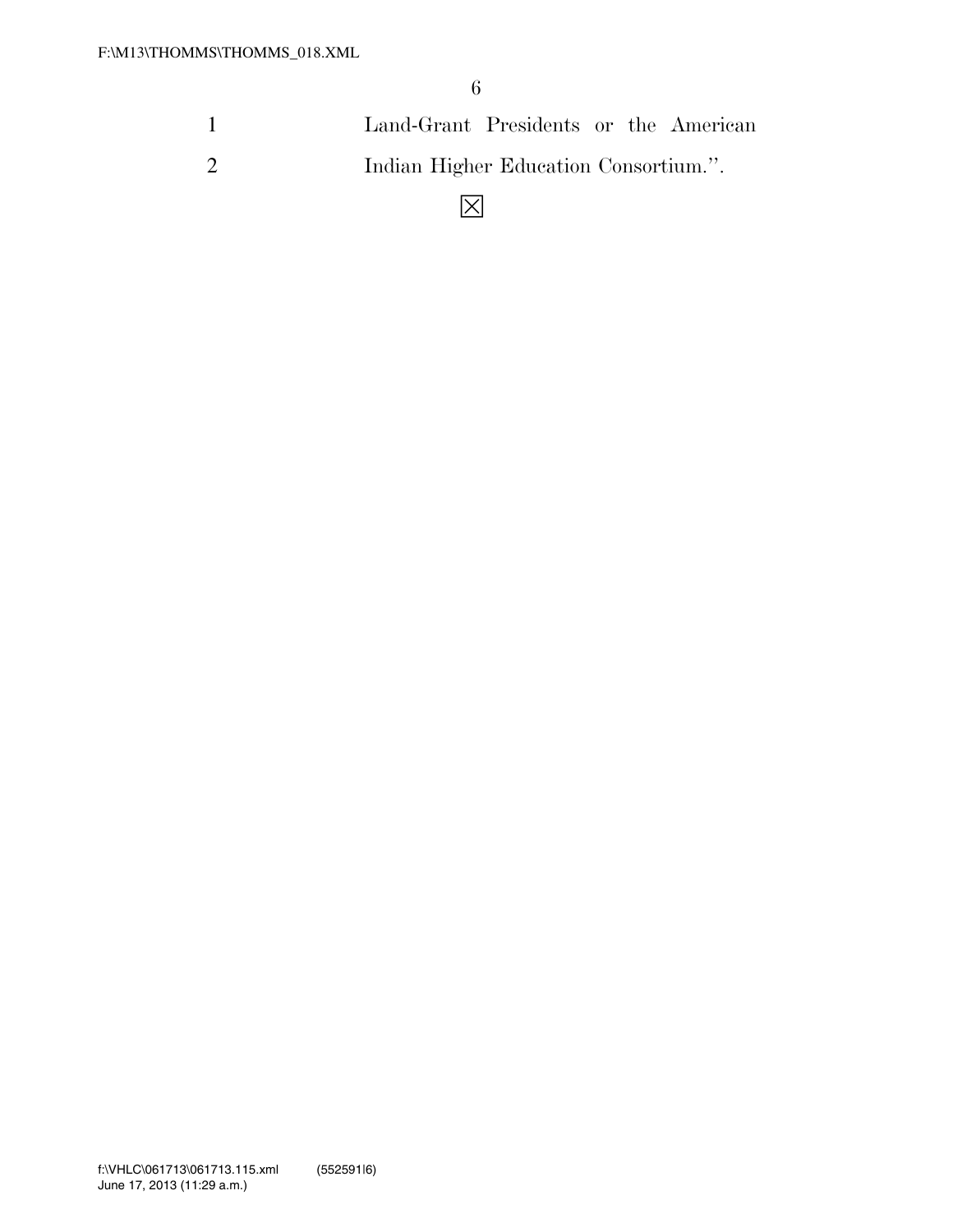Land-Grant Presidents or the American Indian Higher Education Consortium.''.